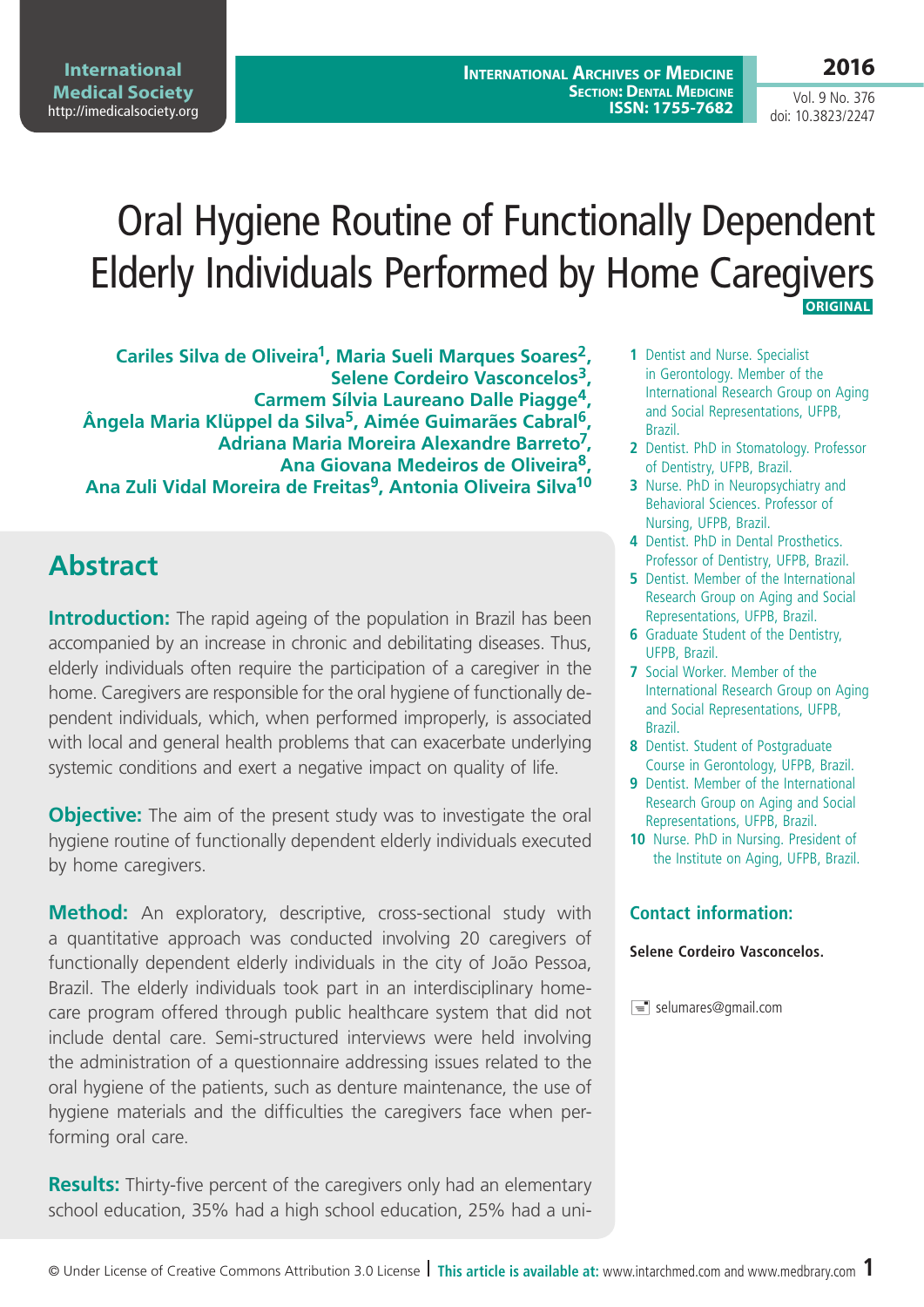# Oral Hygiene Routine of Functionally Dependent Elderly Individuals Performed by Home Caregivers

**ORIGINAL**

**Cariles Silva de Oliveira[1], Maria Sueli Marques Soares[2], Selene Cordeiro Vasconcelos[3], Carmem Sílvia Laureano Dalle Piagge[4], Ângela Maria Klüppel da Silva[5], Aimée Guimarães Cabral[6], Adriana Maria Moreira Alexandre Barreto[7], Ana Giovana Medeiros de Oliveira[8], Ana Zuli Vidal Moreira de Freitas[9], Antonia Oliveira Silva[10]**

1. Dentist and Nurse. Specialist in Gerontology. Member of the International Research Group on Aging and Social Representations, UFPB, Brazil.
2. Dentist. PhD in Stomatology. Professor of Dentistry, UFPB, Brazil.
3. Nurse. PhD in Neuropsychiatry and Behavioral Sciences. Professor of Nursing, UFPB, Brazil.
4. Dentist. PhD in Dental Prosthetics. Professor of Dentistry, UFPB, Brazil.
5. Dentist. Member of the International Research Group on Aging and Social Representations, UFPB, Brazil.
6. Graduate Student of the Dentistry, UFPB, Brazil.
7. Social Worker. Member of the International Research Group on Aging and Social Representations, UFPB, Brazil.
8. Dentist. Student of Postgraduate Course in Gerontology, UFPB, Brazil.
9. Dentist. Member of the International Research Group on Aging and Social Representations, UFPB, Brazil.
10. Nurse. PhD in Nursing. President of the Institute on Aging, UFPB, Brazil.

### Contact information:

**Selene Cordeiro Vasconcelos.**

selumares@gmail.com

## Abstract

**Introduction:** The rapid ageing of the population in Brazil has been accompanied by an increase in chronic and debilitating diseases. Thus, elderly individuals often require the participation of a caregiver in the home. Caregivers are responsible for the oral hygiene of functionally dependent individuals, which, when performed improperly, is associated with local and general health problems that can exacerbate underlying systemic conditions and exert a negative impact on quality of life.

**Objective:** The aim of the present study was to investigate the oral hygiene routine of functionally dependent elderly individuals executed by home caregivers.

**Method:** An exploratory, descriptive, cross-sectional study with a quantitative approach was conducted involving 20 caregivers of functionally dependent elderly individuals in the city of João Pessoa, Brazil. The elderly individuals took part in an interdisciplinary home-care program offered through public healthcare system that did not include dental care. Semi-structured interviews were held involving the administration of a questionnaire addressing issues related to the oral hygiene of the patients, such as denture maintenance, the use of hygiene materials and the difficulties the caregivers face when performing oral care.

**Results:** Thirty-five percent of the caregivers only had an elementary school education, 35% had a high school education, 25% had a uni-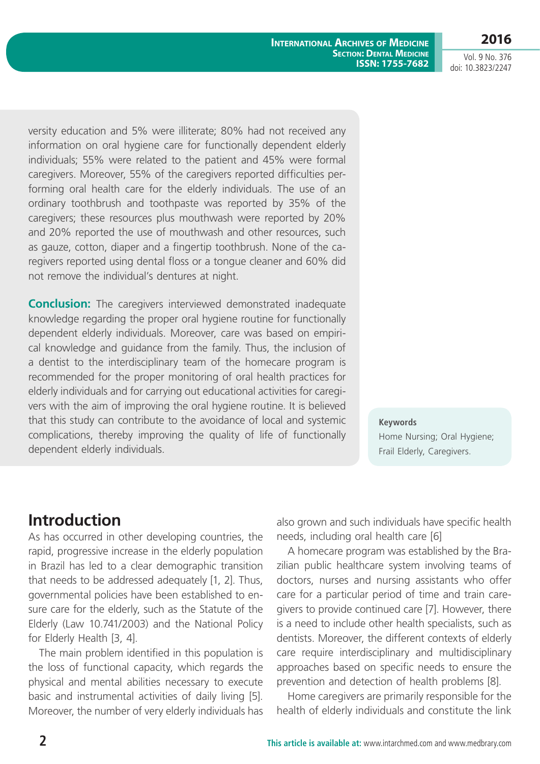versity education and 5% were illiterate; 80% had not received any information on oral hygiene care for functionally dependent elderly individuals; 55% were related to the patient and 45% were formal caregivers. Moreover, 55% of the caregivers reported difficulties performing oral health care for the elderly individuals. The use of an ordinary toothbrush and toothpaste was reported by 35% of the caregivers; these resources plus mouthwash were reported by 20% and 20% reported the use of mouthwash and other resources, such as gauze, cotton, diaper and a fingertip toothbrush. None of the caregivers reported using dental floss or a tongue cleaner and 60% did not remove the individual's dentures at night.

**Conclusion:** The caregivers interviewed demonstrated inadequate knowledge regarding the proper oral hygiene routine for functionally dependent elderly individuals. Moreover, care was based on empirical knowledge and guidance from the family. Thus, the inclusion of a dentist to the interdisciplinary team of the homecare program is recommended for the proper monitoring of oral health practices for elderly individuals and for carrying out educational activities for caregivers with the aim of improving the oral hygiene routine. It is believed that this study can contribute to the avoidance of local and systemic complications, thereby improving the quality of life of functionally dependent elderly individuals.

**Keywords**

Home Nursing; Oral Hygiene; Frail Elderly, Caregivers.

## Introduction

As has occurred in other developing countries, the rapid, progressive increase in the elderly population in Brazil has led to a clear demographic transition that needs to be addressed adequately [1, 2]. Thus, governmental policies have been established to ensure care for the elderly, such as the Statute of the Elderly (Law 10.741/2003) and the National Policy for Elderly Health [3, 4].

The main problem identified in this population is the loss of functional capacity, which regards the physical and mental abilities necessary to execute basic and instrumental activities of daily living [5]. Moreover, the number of very elderly individuals has also grown and such individuals have specific health needs, including oral health care [6]

A homecare program was established by the Brazilian public healthcare system involving teams of doctors, nurses and nursing assistants who offer care for a particular period of time and train caregivers to provide continued care [7]. However, there is a need to include other health specialists, such as dentists. Moreover, the different contexts of elderly care require interdisciplinary and multidisciplinary approaches based on specific needs to ensure the prevention and detection of health problems [8].

Home caregivers are primarily responsible for the health of elderly individuals and constitute the link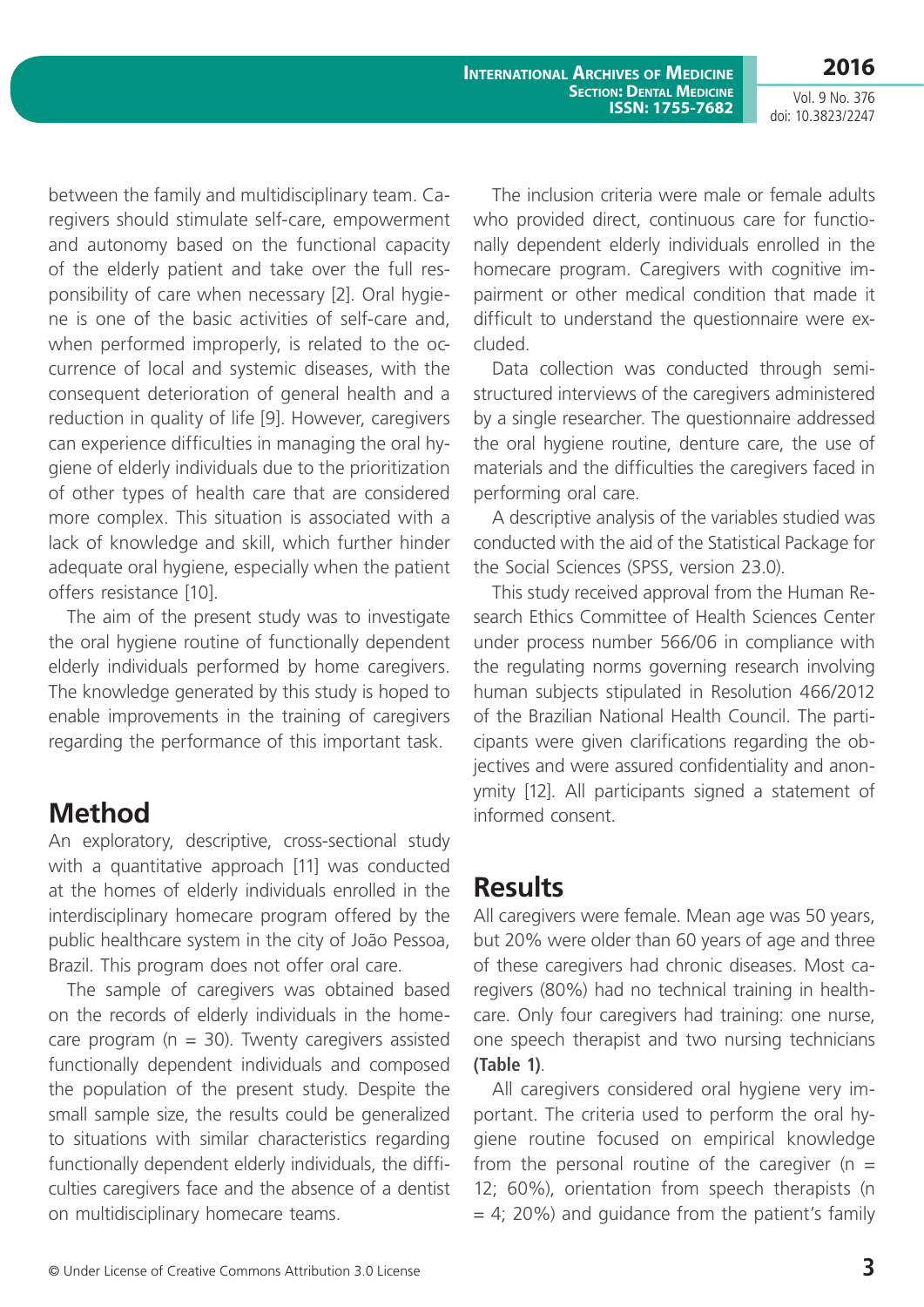between the family and multidisciplinary team. Caregivers should stimulate self-care, empowerment and autonomy based on the functional capacity of the elderly patient and take over the full responsibility of care when necessary [2]. Oral hygiene is one of the basic activities of self-care and, when performed improperly, is related to the occurrence of local and systemic diseases, with the consequent deterioration of general health and a reduction in quality of life [9]. However, caregivers can experience difficulties in managing the oral hygiene of elderly individuals due to the prioritization of other types of health care that are considered more complex. This situation is associated with a lack of knowledge and skill, which further hinder adequate oral hygiene, especially when the patient offers resistance [10].

The aim of the present study was to investigate the oral hygiene routine of functionally dependent elderly individuals performed by home caregivers. The knowledge generated by this study is hoped to enable improvements in the training of caregivers regarding the performance of this important task.

## Method

An exploratory, descriptive, cross-sectional study with a quantitative approach [11] was conducted at the homes of elderly individuals enrolled in the interdisciplinary homecare program offered by the public healthcare system in the city of João Pessoa, Brazil. This program does not offer oral care.

The sample of caregivers was obtained based on the records of elderly individuals in the homecare program (n = 30). Twenty caregivers assisted functionally dependent individuals and composed the population of the present study. Despite the small sample size, the results could be generalized to situations with similar characteristics regarding functionally dependent elderly individuals, the difficulties caregivers face and the absence of a dentist on multidisciplinary homecare teams.

The inclusion criteria were male or female adults who provided direct, continuous care for functionally dependent elderly individuals enrolled in the homecare program. Caregivers with cognitive impairment or other medical condition that made it difficult to understand the questionnaire were excluded.

Data collection was conducted through semi-structured interviews of the caregivers administered by a single researcher. The questionnaire addressed the oral hygiene routine, denture care, the use of materials and the difficulties the caregivers faced in performing oral care.

A descriptive analysis of the variables studied was conducted with the aid of the Statistical Package for the Social Sciences (SPSS, version 23.0).

This study received approval from the Human Research Ethics Committee of Health Sciences Center under process number 566/06 in compliance with the regulating norms governing research involving human subjects stipulated in Resolution 466/2012 of the Brazilian National Health Council. The participants were given clarifications regarding the objectives and were assured confidentiality and anonymity [12]. All participants signed a statement of informed consent.

## Results

All caregivers were female. Mean age was 50 years, but 20% were older than 60 years of age and three of these caregivers had chronic diseases. Most caregivers (80%) had no technical training in healthcare. Only four caregivers had training: one nurse, one speech therapist and two nursing technicians **(Table 1)**.

All caregivers considered oral hygiene very important. The criteria used to perform the oral hygiene routine focused on empirical knowledge from the personal routine of the caregiver (n = 12; 60%), orientation from speech therapists (n = 4; 20%) and guidance from the patient's family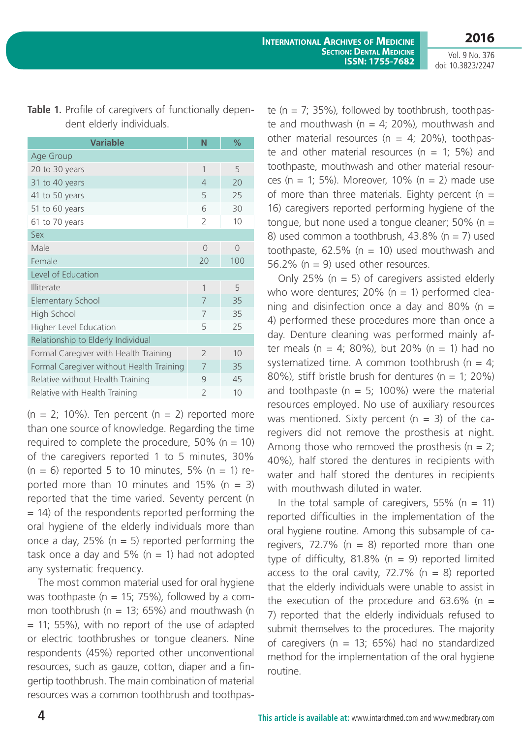**Table 1.** Profile of caregivers of functionally dependent elderly individuals.

| Variable | N | % |
|---|---|---|
| Age Group | | |
| 20 to 30 years | 1 | 5 |
| 31 to 40 years | 4 | 20 |
| 41 to 50 years | 5 | 25 |
| 51 to 60 years | 6 | 30 |
| 61 to 70 years | 2 | 10 |
| Sex | | |
| Male | 0 | 0 |
| Female | 20 | 100 |
| Level of Education | | |
| Illiterate | 1 | 5 |
| Elementary School | 7 | 35 |
| High School | 7 | 35 |
| Higher Level Education | 5 | 25 |
| Relationship to Elderly Individual | | |
| Formal Caregiver with Health Training | 2 | 10 |
| Formal Caregiver without Health Training | 7 | 35 |
| Relative without Health Training | 9 | 45 |
| Relative with Health Training | 2 | 10 |

(n = 2; 10%). Ten percent (n = 2) reported more than one source of knowledge. Regarding the time required to complete the procedure, 50% (n = 10) of the caregivers reported 1 to 5 minutes, 30% (n = 6) reported 5 to 10 minutes, 5% (n = 1) reported more than 10 minutes and 15% (n = 3) reported that the time varied. Seventy percent (n = 14) of the respondents reported performing the oral hygiene of the elderly individuals more than once a day, 25% (n = 5) reported performing the task once a day and 5% (n = 1) had not adopted any systematic frequency.

The most common material used for oral hygiene was toothpaste (n = 15; 75%), followed by a common toothbrush (n = 13; 65%) and mouthwash (n = 11; 55%), with no report of the use of adapted or electric toothbrushes or tongue cleaners. Nine respondents (45%) reported other unconventional resources, such as gauze, cotton, diaper and a fingertip toothbrush. The main combination of material resources was a common toothbrush and toothpaste (n = 7; 35%), followed by toothbrush, toothpaste and mouthwash (n = 4; 20%), mouthwash and other material resources (n = 4; 20%), toothpaste and other material resources (n = 1; 5%) and toothpaste, mouthwash and other material resources (n = 1; 5%). Moreover, 10% (n = 2) made use of more than three materials. Eighty percent (n = 16) caregivers reported performing hygiene of the tongue, but none used a tongue cleaner; 50% (n = 8) used common a toothbrush, 43.8% (n = 7) used toothpaste, 62.5% (n = 10) used mouthwash and 56.2% (n = 9) used other resources.

Only 25% (n = 5) of caregivers assisted elderly who wore dentures; 20% (n = 1) performed cleaning and disinfection once a day and 80% (n = 4) performed these procedures more than once a day. Denture cleaning was performed mainly after meals (n = 4; 80%), but 20% (n = 1) had no systematized time. A common toothbrush (n = 4; 80%), stiff bristle brush for dentures (n = 1; 20%) and toothpaste (n = 5; 100%) were the material resources employed. No use of auxiliary resources was mentioned. Sixty percent (n = 3) of the caregivers did not remove the prosthesis at night. Among those who removed the prosthesis (n = 2; 40%), half stored the dentures in recipients with water and half stored the dentures in recipients with mouthwash diluted in water.

In the total sample of caregivers, 55% (n = 11) reported difficulties in the implementation of the oral hygiene routine. Among this subsample of caregivers, 72.7% (n = 8) reported more than one type of difficulty, 81.8% (n = 9) reported limited access to the oral cavity, 72.7% (n = 8) reported that the elderly individuals were unable to assist in the execution of the procedure and 63.6% (n = 7) reported that the elderly individuals refused to submit themselves to the procedures. The majority of caregivers (n = 13; 65%) had no standardized method for the implementation of the oral hygiene routine.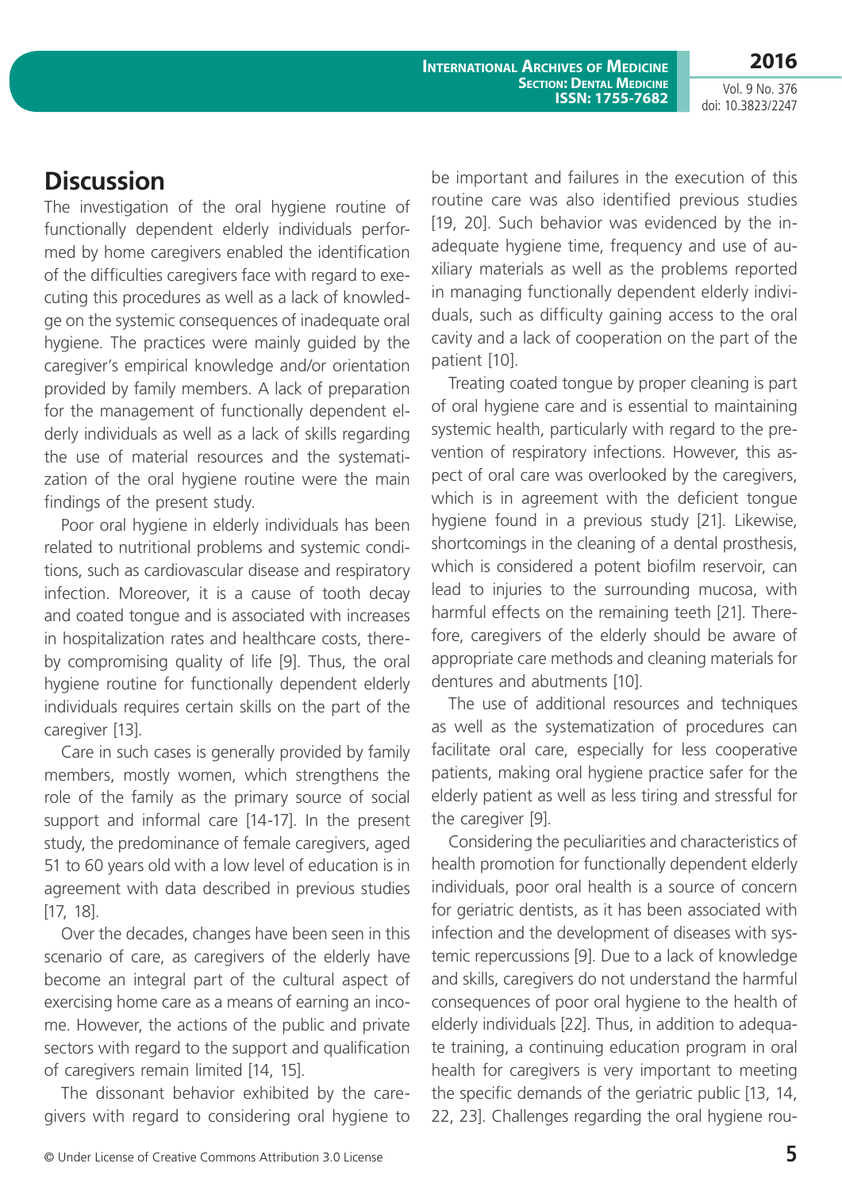## Discussion

The investigation of the oral hygiene routine of functionally dependent elderly individuals performed by home caregivers enabled the identification of the difficulties caregivers face with regard to executing this procedures as well as a lack of knowledge on the systemic consequences of inadequate oral hygiene. The practices were mainly guided by the caregiver's empirical knowledge and/or orientation provided by family members. A lack of preparation for the management of functionally dependent elderly individuals as well as a lack of skills regarding the use of material resources and the systematization of the oral hygiene routine were the main findings of the present study.

Poor oral hygiene in elderly individuals has been related to nutritional problems and systemic conditions, such as cardiovascular disease and respiratory infection. Moreover, it is a cause of tooth decay and coated tongue and is associated with increases in hospitalization rates and healthcare costs, thereby compromising quality of life [9]. Thus, the oral hygiene routine for functionally dependent elderly individuals requires certain skills on the part of the caregiver [13].

Care in such cases is generally provided by family members, mostly women, which strengthens the role of the family as the primary source of social support and informal care [14-17]. In the present study, the predominance of female caregivers, aged 51 to 60 years old with a low level of education is in agreement with data described in previous studies [17, 18].

Over the decades, changes have been seen in this scenario of care, as caregivers of the elderly have become an integral part of the cultural aspect of exercising home care as a means of earning an income. However, the actions of the public and private sectors with regard to the support and qualification of caregivers remain limited [14, 15].

The dissonant behavior exhibited by the caregivers with regard to considering oral hygiene to be important and failures in the execution of this routine care was also identified previous studies [19, 20]. Such behavior was evidenced by the inadequate hygiene time, frequency and use of auxiliary materials as well as the problems reported in managing functionally dependent elderly individuals, such as difficulty gaining access to the oral cavity and a lack of cooperation on the part of the patient [10].

Treating coated tongue by proper cleaning is part of oral hygiene care and is essential to maintaining systemic health, particularly with regard to the prevention of respiratory infections. However, this aspect of oral care was overlooked by the caregivers, which is in agreement with the deficient tongue hygiene found in a previous study [21]. Likewise, shortcomings in the cleaning of a dental prosthesis, which is considered a potent biofilm reservoir, can lead to injuries to the surrounding mucosa, with harmful effects on the remaining teeth [21]. Therefore, caregivers of the elderly should be aware of appropriate care methods and cleaning materials for dentures and abutments [10].

The use of additional resources and techniques as well as the systematization of procedures can facilitate oral care, especially for less cooperative patients, making oral hygiene practice safer for the elderly patient as well as less tiring and stressful for the caregiver [9].

Considering the peculiarities and characteristics of health promotion for functionally dependent elderly individuals, poor oral health is a source of concern for geriatric dentists, as it has been associated with infection and the development of diseases with systemic repercussions [9]. Due to a lack of knowledge and skills, caregivers do not understand the harmful consequences of poor oral hygiene to the health of elderly individuals [22]. Thus, in addition to adequate training, a continuing education program in oral health for caregivers is very important to meeting the specific demands of the geriatric public [13, 14, 22, 23]. Challenges regarding the oral hygiene rou-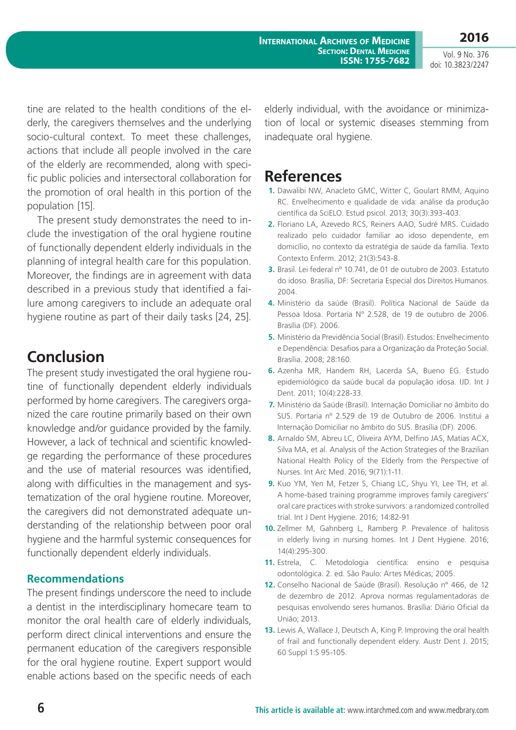tine are related to the health conditions of the elderly, the caregivers themselves and the underlying socio-cultural context. To meet these challenges, actions that include all people involved in the care of the elderly are recommended, along with specific public policies and intersectoral collaboration for the promotion of oral health in this portion of the population [15].

The present study demonstrates the need to include the investigation of the oral hygiene routine of functionally dependent elderly individuals in the planning of integral health care for this population. Moreover, the findings are in agreement with data described in a previous study that identified a failure among caregivers to include an adequate oral hygiene routine as part of their daily tasks [24, 25].

## Conclusion

The present study investigated the oral hygiene routine of functionally dependent elderly individuals performed by home caregivers. The caregivers organized the care routine primarily based on their own knowledge and/or guidance provided by the family. However, a lack of technical and scientific knowledge regarding the performance of these procedures and the use of material resources was identified, along with difficulties in the management and systematization of the oral hygiene routine. Moreover, the caregivers did not demonstrated adequate understanding of the relationship between poor oral hygiene and the harmful systemic consequences for functionally dependent elderly individuals.

### Recommendations

The present findings underscore the need to include a dentist in the interdisciplinary homecare team to monitor the oral health care of elderly individuals, perform direct clinical interventions and ensure the permanent education of the caregivers responsible for the oral hygiene routine. Expert support would enable actions based on the specific needs of each elderly individual, with the avoidance or minimization of local or systemic diseases stemming from inadequate oral hygiene.

## References

1. Dawalibi NW, Anacleto GMC, Witter C, Goulart RMM, Aquino RC. Envelhecimento e qualidade de vida: análise da produção científica da SciELO. Estud psicol. 2013; 30(3):393-403.
2. Floriano LA, Azevedo RCS, Reiners AAO, Sudré MRS. Cuidado realizado pelo cuidador familiar ao idoso dependente, em domicílio, no contexto da estratégia de saúde da família. Texto Contexto Enferm. 2012; 21(3):543-8.
3. Brasil. Lei federal nº 10.741, de 01 de outubro de 2003. Estatuto do idoso. Brasília, DF: Secretaria Especial dos Direitos Humanos. 2004.
4. Ministério da saúde (Brasil). Política Nacional de Saúde da Pessoa Idosa. Portaria N° 2.528, de 19 de outubro de 2006. Brasília (DF). 2006.
5. Ministério da Previdência Social (Brasil). Estudos: Envelhecimento e Dependência: Desafios para a Organização da Proteção Social. Brasília. 2008; 28:160.
6. Azenha MR, Handem RH, Lacerda SA, Bueno EG. Estudo epidemiológico da saúde bucal da população idosa. IJD. Int J Dent. 2011; 10(4):228-33.
7. Ministério da Saúde (Brasil). Internação Domiciliar no âmbito do SUS. Portaria nº 2.529 de 19 de Outubro de 2006. Institui a Internação Domiciliar no âmbito do SUS. Brasília (DF). 2006.
8. Arnaldo SM, Abreu LC, Oliveira AYM, Delfino JAS, Matias ACX, Silva MA, et al. Analysis of the Action Strategies of the Brazilian National Health Policy of the Elderly from the Perspective of Nurses. Int Arc Med. 2016; 9(71):1-11.
9. Kuo YM, Yen M, Fetzer S, Chiang LC, Shyu YI, Lee TH, et al. A home-based training programme improves family caregivers' oral care practices with stroke survivors: a randomized controlled trial. Int J Dent Hygiene. 2016; 14:82-91
10. Zellmer M, Gahnberg L, Ramberg P. Prevalence of halitosis in elderly living in nursing homes. Int J Dent Hygiene. 2016; 14(4):295-300.
11. Estrela, C. Metodologia científica: ensino e pesquisa odontológica. 2. ed. São Paulo: Artes Médicas; 2005.
12. Conselho Nacional de Saúde (Brasil). Resolução nº 466, de 12 de dezembro de 2012. Aprova normas regulamentadoras de pesquisas envolvendo seres humanos. Brasília: Diário Oficial da União; 2013.
13. Lewis A, Wallace J, Deutsch A, King P. Improving the oral health of frail and functionally dependent eldery. Austr Dent J. 2015; 60 Suppl 1:S 95-105.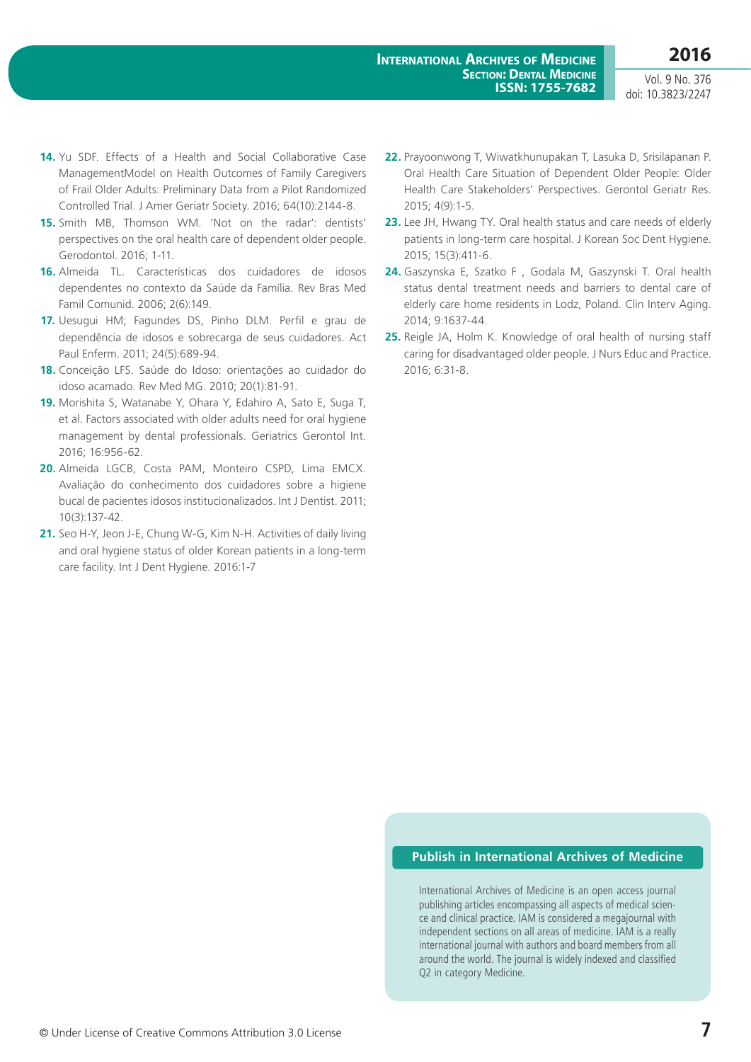14. Yu SDF. Effects of a Health and Social Collaborative Case ManagementModel on Health Outcomes of Family Caregivers of Frail Older Adults: Preliminary Data from a Pilot Randomized Controlled Trial. J Amer Geriatr Society. 2016; 64(10):2144-8.
15. Smith MB, Thomson WM. 'Not on the radar': dentists' perspectives on the oral health care of dependent older people. Gerodontol. 2016; 1-11.
16. Almeida TL. Características dos cuidadores de idosos dependentes no contexto da Saúde da Família. Rev Bras Med Famil Comunid. 2006; 2(6):149.
17. Uesugui HM; Fagundes DS, Pinho DLM. Perfil e grau de dependência de idosos e sobrecarga de seus cuidadores. Act Paul Enferm. 2011; 24(5):689-94.
18. Conceição LFS. Saúde do Idoso: orientações ao cuidador do idoso acamado. Rev Med MG. 2010; 20(1):81-91.
19. Morishita S, Watanabe Y, Ohara Y, Edahiro A, Sato E, Suga T, et al. Factors associated with older adults need for oral hygiene management by dental professionals. Geriatrics Gerontol Int. 2016; 16:956-62.
20. Almeida LGCB, Costa PAM, Monteiro CSPD, Lima EMCX. Avaliação do conhecimento dos cuidadores sobre a higiene bucal de pacientes idosos institucionalizados. Int J Dentist. 2011; 10(3):137-42.
21. Seo H-Y, Jeon J-E, Chung W-G, Kim N-H. Activities of daily living and oral hygiene status of older Korean patients in a long-term care facility. Int J Dent Hygiene. 2016:1-7
22. Prayoonwong T, Wiwatkhunupakan T, Lasuka D, Srisilapanan P. Oral Health Care Situation of Dependent Older People: Older Health Care Stakeholders' Perspectives. Gerontol Geriatr Res. 2015; 4(9):1-5.
23. Lee JH, Hwang TY. Oral health status and care needs of elderly patients in long-term care hospital. J Korean Soc Dent Hygiene. 2015; 15(3):411-6.
24. Gaszynska E, Szatko F , Godala M, Gaszynski T. Oral health status dental treatment needs and barriers to dental care of elderly care home residents in Lodz, Poland. Clin Interv Aging. 2014; 9:1637-44.
25. Reigle JA, Holm K. Knowledge of oral health of nursing staff caring for disadvantaged older people. J Nurs Educ and Practice. 2016; 6:31-8.

**Publish in International Archives of Medicine**

International Archives of Medicine is an open access journal publishing articles encompassing all aspects of medical science and clinical practice. IAM is considered a megajournal with independent sections on all areas of medicine. IAM is a really international journal with authors and board members from all around the world. The journal is widely indexed and classified Q2 in category Medicine.

© Under License of Creative Commons Attribution 3.0 License